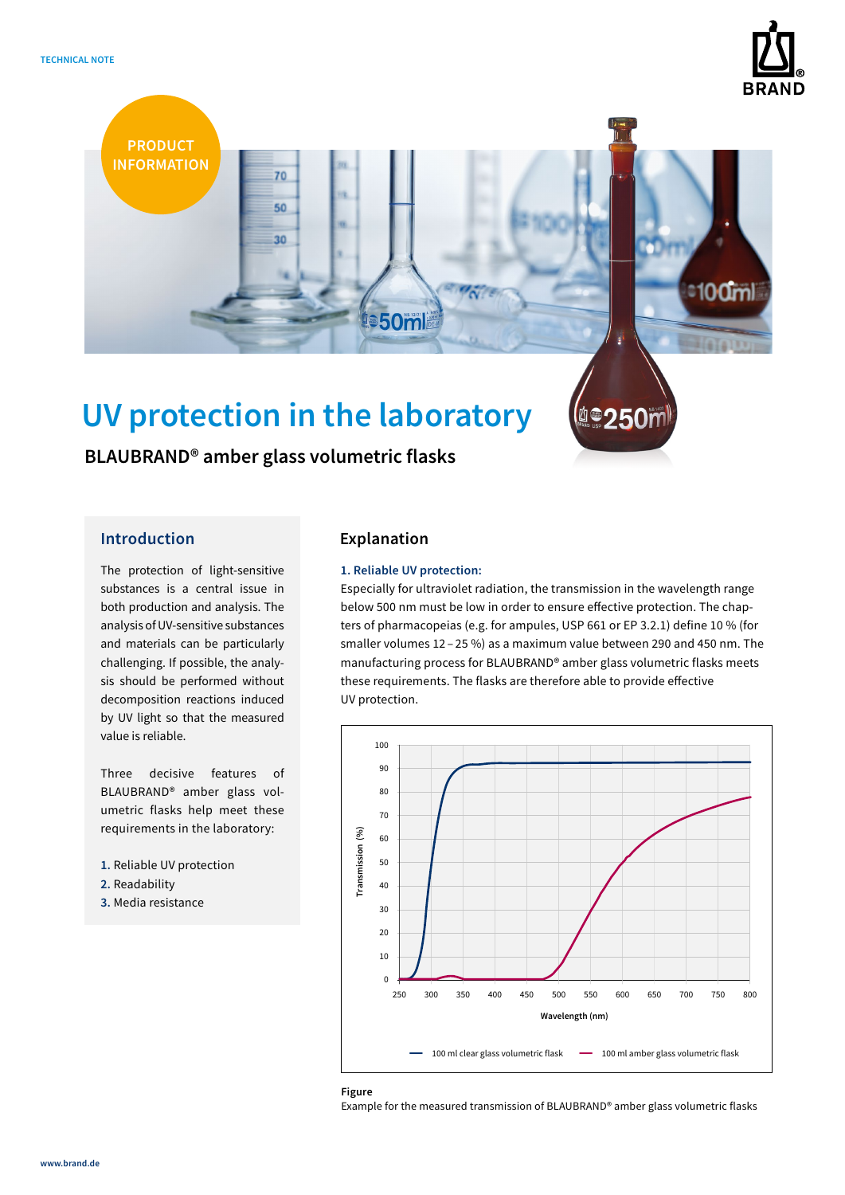TECHNICAL NOTE

PRODUCT INFORMATION

# UV protection in the laboratory

## BLAUBRAND® amber glass volumetric flasks

### Introduction

The protection of light-sensitive substances is a central issue in both production and analysis. The analysis of UV-sensitive substances and materials can be particularly challenging. If possible, the analysis should be performed without decomposition reactions induced by UV light so that the measured value is reliable.

Three decisive features of BLAUBRAND® amber glass volumetric flasks help meet these requirements in the laboratory:

1. Reliable UV protection
2. Readability
3. Media resistance

### Explanation

**1. Reliable UV protection:**

Especially for ultraviolet radiation, the transmission in the wavelength range below 500 nm must be low in order to ensure effective protection. The chapters of pharmacopeias (e.g. for ampules, USP 661 or EP 3.2.1) define 10 % (for smaller volumes 12 – 25 %) as a maximum value between 290 and 450 nm. The manufacturing process for BLAUBRAND® amber glass volumetric flasks meets these requirements. The flasks are therefore able to provide effective UV protection.

**Figure**
Example for the measured transmission of BLAUBRAND® amber glass volumetric flasks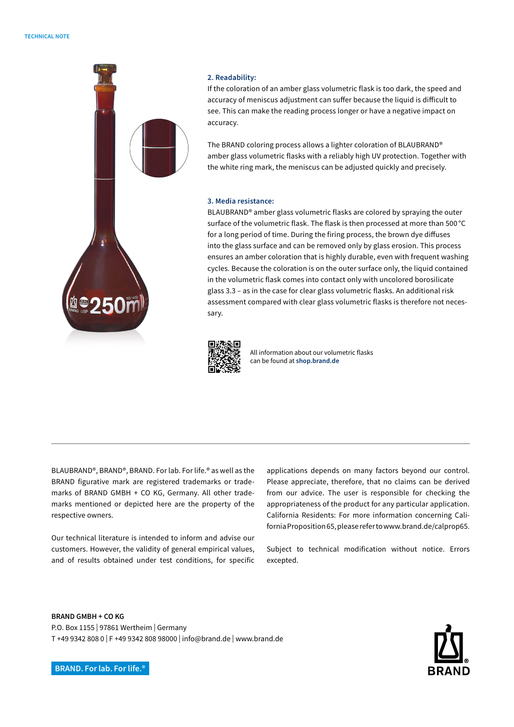### 2. Readability:

If the coloration of an amber glass volumetric flask is too dark, the speed and accuracy of meniscus adjustment can suffer because the liquid is difficult to see. This can make the reading process longer or have a negative impact on accuracy.

The BRAND coloring process allows a lighter coloration of BLAUBRAND® amber glass volumetric flasks with a reliably high UV protection. Together with the white ring mark, the meniscus can be adjusted quickly and precisely.

### 3. Media resistance:

BLAUBRAND® amber glass volumetric flasks are colored by spraying the outer surface of the volumetric flask. The flask is then processed at more than 500 °C for a long period of time. During the firing process, the brown dye diffuses into the glass surface and can be removed only by glass erosion. This process ensures an amber coloration that is highly durable, even with frequent washing cycles. Because the coloration is on the outer surface only, the liquid contained in the volumetric flask comes into contact only with uncolored borosilicate glass 3.3 – as in the case for clear glass volumetric flasks. An additional risk assessment compared with clear glass volumetric flasks is therefore not necessary.

All information about our volumetric flasks can be found at **shop.brand.de**

---

BLAUBRAND®, BRAND®, BRAND. For lab. For life.® as well as the BRAND figurative mark are registered trademarks or trademarks of BRAND GMBH + CO KG, Germany. All other trademarks mentioned or depicted here are the property of the respective owners.

Our technical literature is intended to inform and advise our customers. However, the validity of general empirical values, and of results obtained under test conditions, for specific applications depends on many factors beyond our control. Please appreciate, therefore, that no claims can be derived from our advice. The user is responsible for checking the appropriateness of the product for any particular application. California Residents: For more information concerning California Proposition 65, please refer to www.brand.de/calprop65.

Subject to technical modification without notice. Errors excepted.

**BRAND GMBH + CO KG**
P.O. Box 1155 | 97861 Wertheim | Germany
T +49 9342 808 0 | F +49 9342 808 98000 | info@brand.de | www.brand.de

**BRAND. For lab. For life.®**